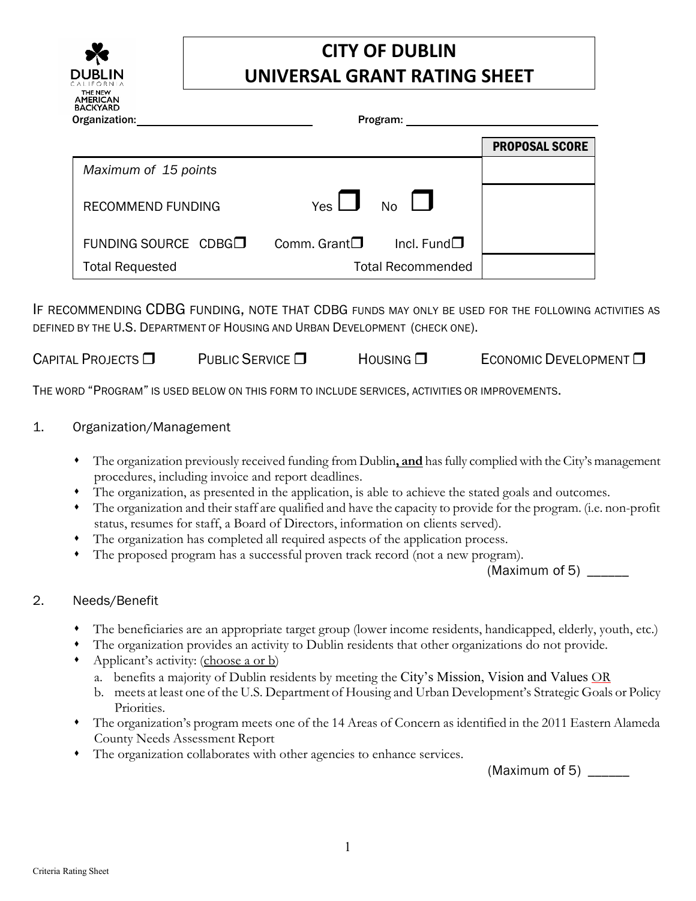# CITY OF DUBLIN
# UNIVERSAL GRANT RATING SHEET

DUBLIN CALIFORNIA THE NEW AMERICAN BACKYARD

Organization: ____________________ Program: ____________________

| | PROPOSAL SCORE |
|---|---|
| *Maximum of 15 points* | |
| RECOMMEND FUNDING Yes ❑ No ❑ | |
| FUNDING SOURCE CDBG❑ Comm. Grant❑ Incl. Fund❑ | |
| Total Requested Total Recommended | |

IF RECOMMENDING CDBG FUNDING, NOTE THAT CDBG FUNDS MAY ONLY BE USED FOR THE FOLLOWING ACTIVITIES AS DEFINED BY THE U.S. DEPARTMENT OF HOUSING AND URBAN DEVELOPMENT (CHECK ONE).

CAPITAL PROJECTS ❑ PUBLIC SERVICE ❑ HOUSING ❑ ECONOMIC DEVELOPMENT ❑

THE WORD "PROGRAM" IS USED BELOW ON THIS FORM TO INCLUDE SERVICES, ACTIVITIES OR IMPROVEMENTS.

1. Organization/Management

- The organization previously received funding from Dublin**, and** has fully complied with the City's management procedures, including invoice and report deadlines.
- The organization, as presented in the application, is able to achieve the stated goals and outcomes.
- The organization and their staff are qualified and have the capacity to provide for the program. (i.e. non-profit status, resumes for staff, a Board of Directors, information on clients served).
- The organization has completed all required aspects of the application process.
- The proposed program has a successful proven track record (not a new program).

(Maximum of 5) ______

2. Needs/Benefit

- The beneficiaries are an appropriate target group (lower income residents, handicapped, elderly, youth, etc.)
- The organization provides an activity to Dublin residents that other organizations do not provide.
- Applicant's activity: (choose a or b)
  a. benefits a majority of Dublin residents by meeting the City's Mission, Vision and Values OR
  b. meets at least one of the U.S. Department of Housing and Urban Development's Strategic Goals or Policy Priorities.
- The organization's program meets one of the 14 Areas of Concern as identified in the 2011 Eastern Alameda County Needs Assessment Report
- The organization collaborates with other agencies to enhance services.

(Maximum of 5) ______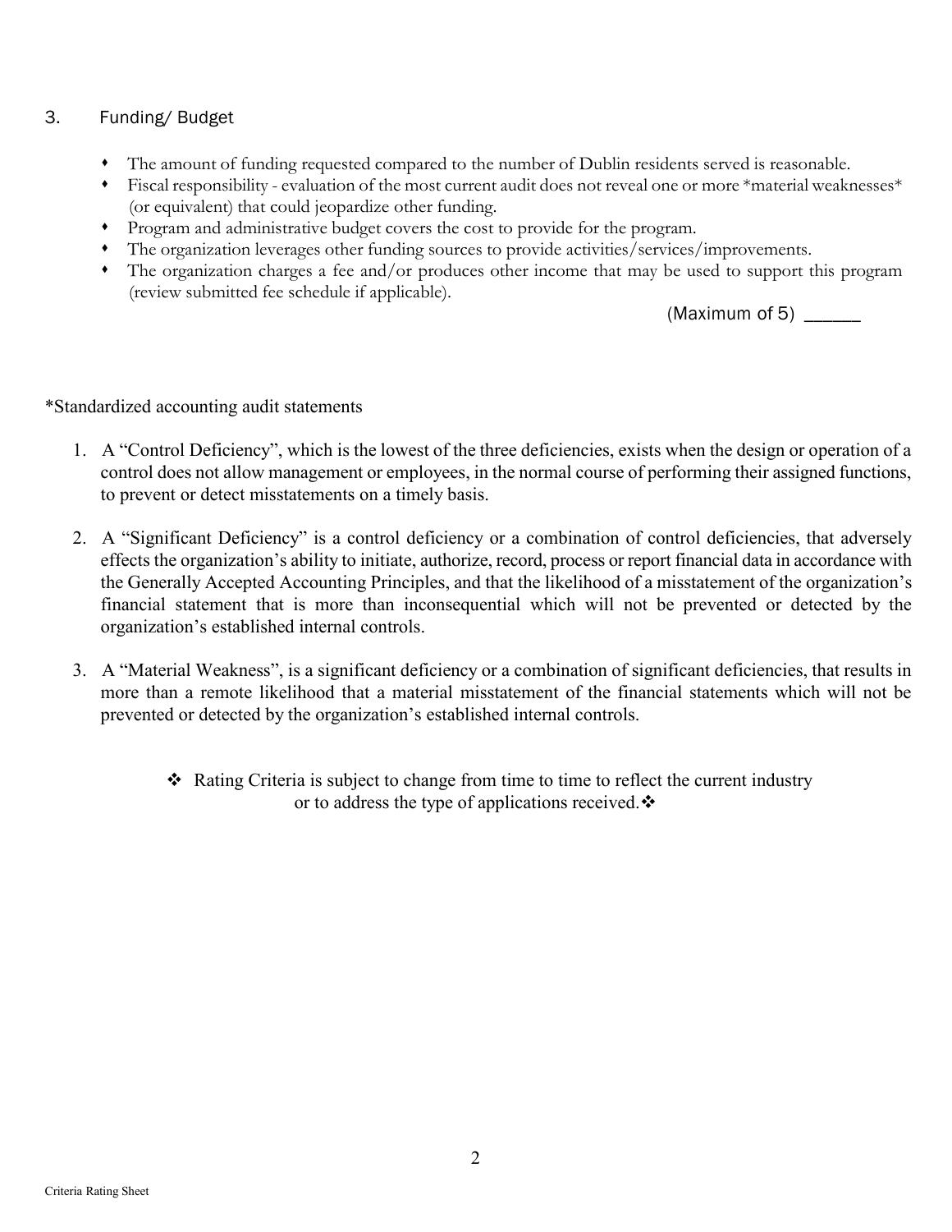## 3. Funding/ Budget

- The amount of funding requested compared to the number of Dublin residents served is reasonable.
- Fiscal responsibility - evaluation of the most current audit does not reveal one or more *material weaknesses* (or equivalent) that could jeopardize other funding.
- Program and administrative budget covers the cost to provide for the program.
- The organization leverages other funding sources to provide activities/services/improvements.
- The organization charges a fee and/or produces other income that may be used to support this program (review submitted fee schedule if applicable).

(Maximum of 5) ______

*Standardized accounting audit statements

1. A "Control Deficiency", which is the lowest of the three deficiencies, exists when the design or operation of a control does not allow management or employees, in the normal course of performing their assigned functions, to prevent or detect misstatements on a timely basis.

2. A "Significant Deficiency" is a control deficiency or a combination of control deficiencies, that adversely effects the organization's ability to initiate, authorize, record, process or report financial data in accordance with the Generally Accepted Accounting Principles, and that the likelihood of a misstatement of the organization's financial statement that is more than inconsequential which will not be prevented or detected by the organization's established internal controls.

3. A "Material Weakness", is a significant deficiency or a combination of significant deficiencies, that results in more than a remote likelihood that a material misstatement of the financial statements which will not be prevented or detected by the organization's established internal controls.

❖ Rating Criteria is subject to change from time to time to reflect the current industry or to address the type of applications received.❖